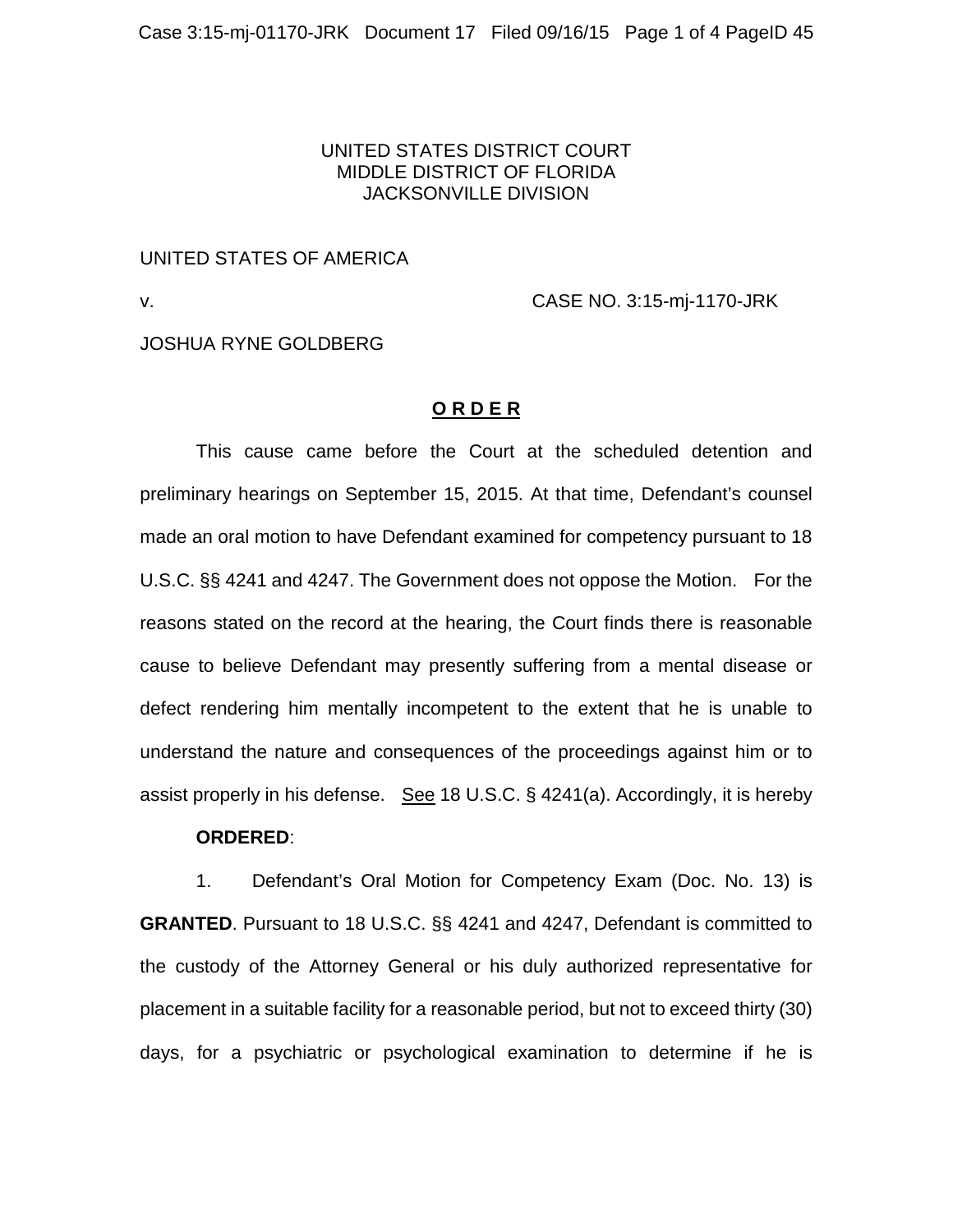UNITED STATES DISTRICT COURT
MIDDLE DISTRICT OF FLORIDA
JACKSONVILLE DIVISION

UNITED STATES OF AMERICA

v. CASE NO. 3:15-mj-1170-JRK

JOSHUA RYNE GOLDBERG

**O R D E R**

This cause came before the Court at the scheduled detention and preliminary hearings on September 15, 2015. At that time, Defendant's counsel made an oral motion to have Defendant examined for competency pursuant to 18 U.S.C. §§ 4241 and 4247. The Government does not oppose the Motion. For the reasons stated on the record at the hearing, the Court finds there is reasonable cause to believe Defendant may presently suffering from a mental disease or defect rendering him mentally incompetent to the extent that he is unable to understand the nature and consequences of the proceedings against him or to assist properly in his defense. See 18 U.S.C. § 4241(a). Accordingly, it is hereby

**ORDERED**:

1. Defendant's Oral Motion for Competency Exam (Doc. No. 13) is **GRANTED**. Pursuant to 18 U.S.C. §§ 4241 and 4247, Defendant is committed to the custody of the Attorney General or his duly authorized representative for placement in a suitable facility for a reasonable period, but not to exceed thirty (30) days, for a psychiatric or psychological examination to determine if he is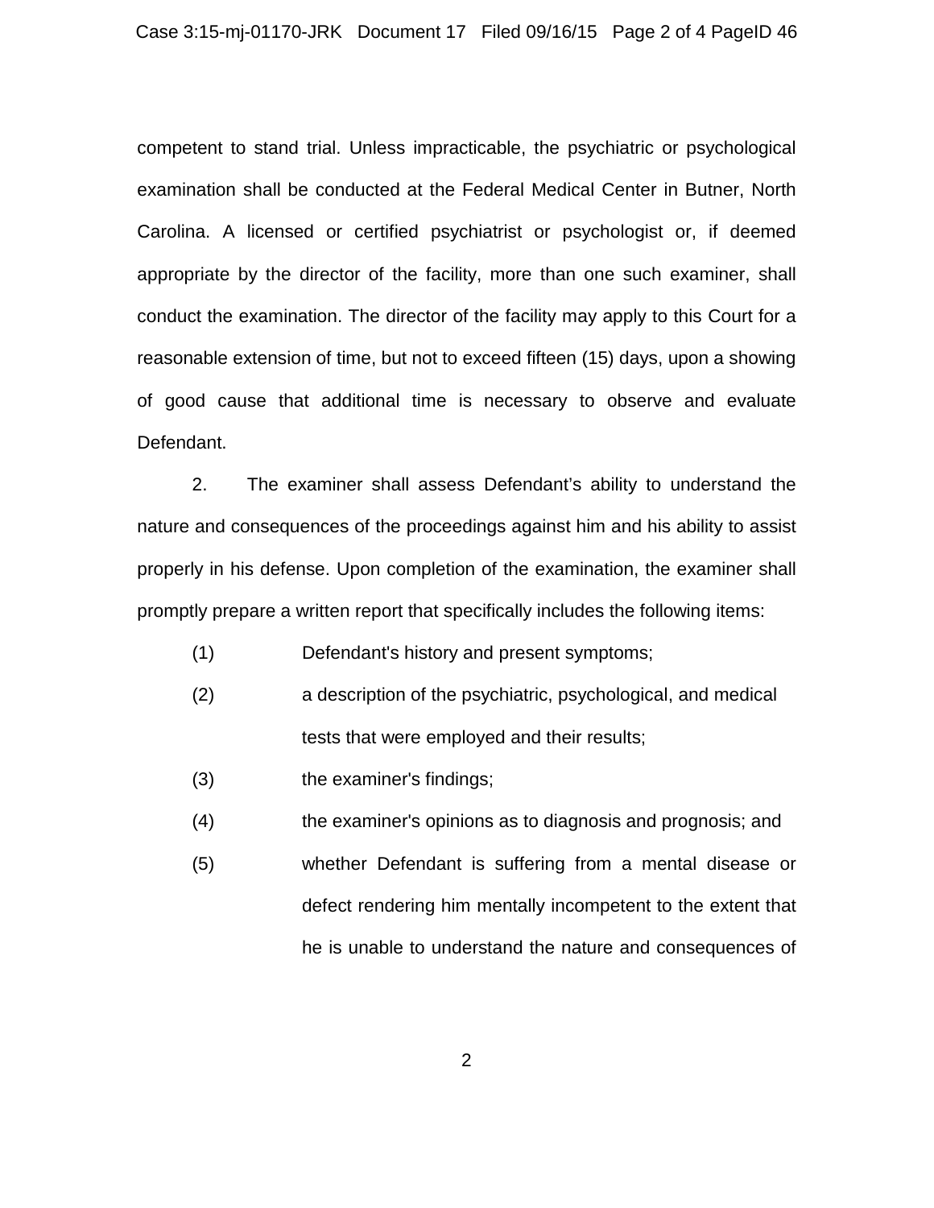competent to stand trial. Unless impracticable, the psychiatric or psychological examination shall be conducted at the Federal Medical Center in Butner, North Carolina. A licensed or certified psychiatrist or psychologist or, if deemed appropriate by the director of the facility, more than one such examiner, shall conduct the examination. The director of the facility may apply to this Court for a reasonable extension of time, but not to exceed fifteen (15) days, upon a showing of good cause that additional time is necessary to observe and evaluate Defendant.

2. The examiner shall assess Defendant's ability to understand the nature and consequences of the proceedings against him and his ability to assist properly in his defense. Upon completion of the examination, the examiner shall promptly prepare a written report that specifically includes the following items:

(1) Defendant's history and present symptoms;

(2) a description of the psychiatric, psychological, and medical tests that were employed and their results;

(3) the examiner's findings;

(4) the examiner's opinions as to diagnosis and prognosis; and

(5) whether Defendant is suffering from a mental disease or defect rendering him mentally incompetent to the extent that he is unable to understand the nature and consequences of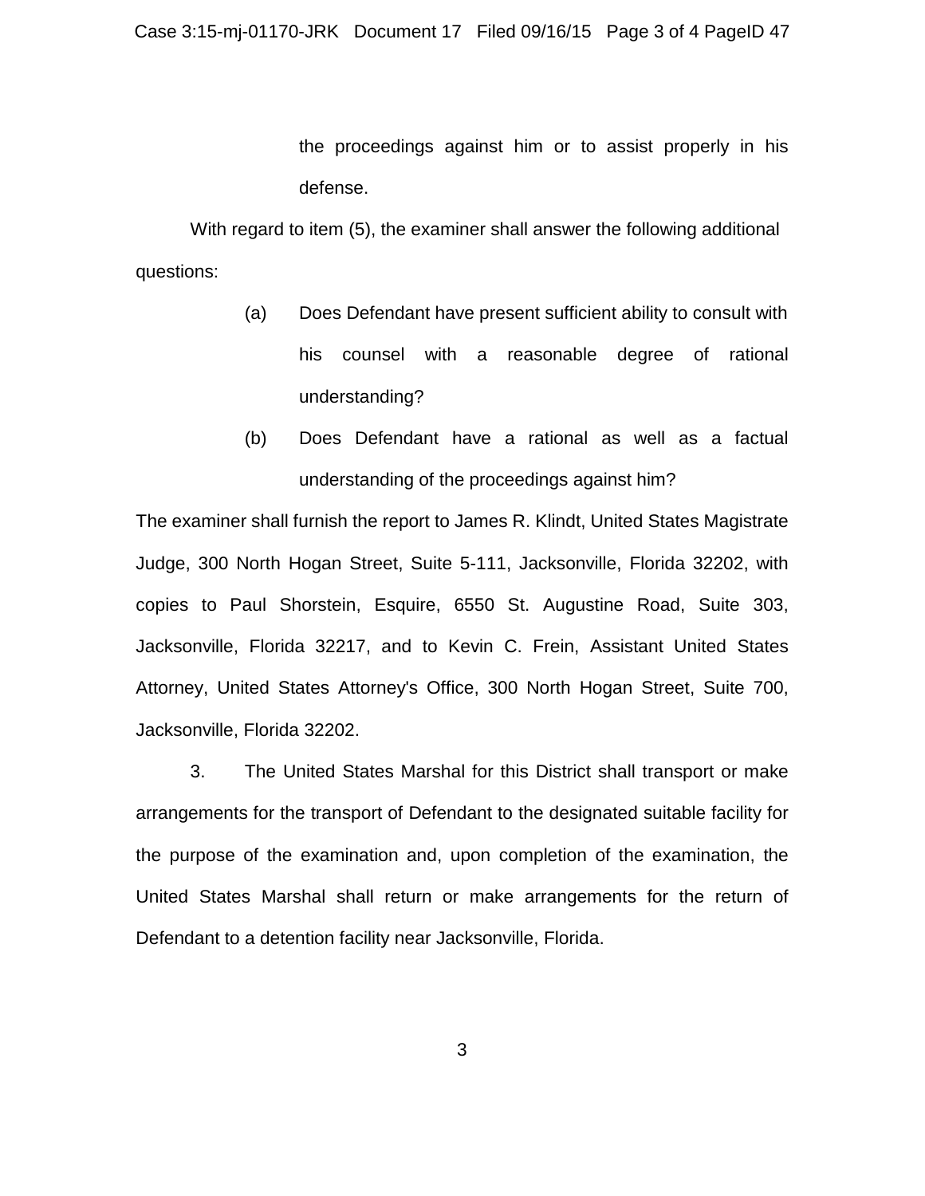the proceedings against him or to assist properly in his defense.

With regard to item (5), the examiner shall answer the following additional questions:

(a) Does Defendant have present sufficient ability to consult with his counsel with a reasonable degree of rational understanding?

(b) Does Defendant have a rational as well as a factual understanding of the proceedings against him?

The examiner shall furnish the report to James R. Klindt, United States Magistrate Judge, 300 North Hogan Street, Suite 5-111, Jacksonville, Florida 32202, with copies to Paul Shorstein, Esquire, 6550 St. Augustine Road, Suite 303, Jacksonville, Florida 32217, and to Kevin C. Frein, Assistant United States Attorney, United States Attorney's Office, 300 North Hogan Street, Suite 700, Jacksonville, Florida 32202.

3. The United States Marshal for this District shall transport or make arrangements for the transport of Defendant to the designated suitable facility for the purpose of the examination and, upon completion of the examination, the United States Marshal shall return or make arrangements for the return of Defendant to a detention facility near Jacksonville, Florida.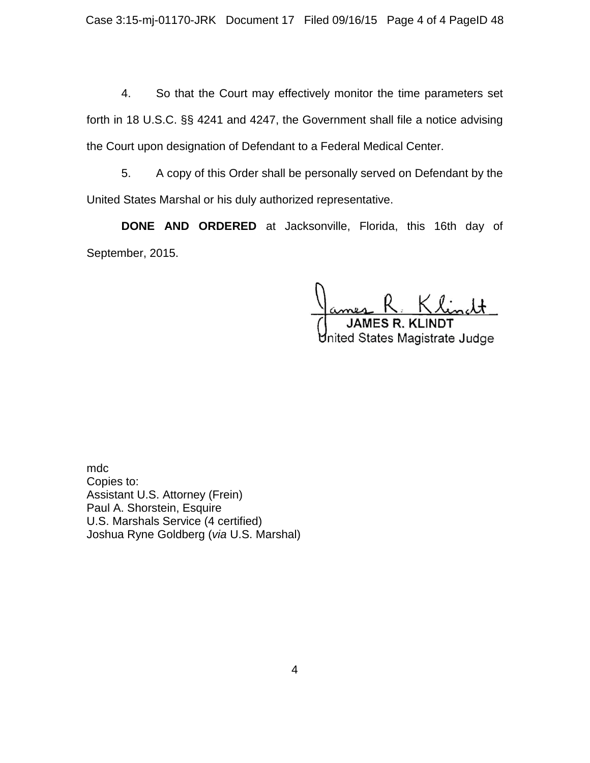4. So that the Court may effectively monitor the time parameters set forth in 18 U.S.C. §§ 4241 and 4247, the Government shall file a notice advising the Court upon designation of Defendant to a Federal Medical Center.

5. A copy of this Order shall be personally served on Defendant by the United States Marshal or his duly authorized representative.

**DONE AND ORDERED** at Jacksonville, Florida, this 16th day of September, 2015.

James R. Klindt
**JAMES R. KLINDT**
United States Magistrate Judge

mdc
Copies to:
Assistant U.S. Attorney (Frein)
Paul A. Shorstein, Esquire
U.S. Marshals Service (4 certified)
Joshua Ryne Goldberg (*via* U.S. Marshal)